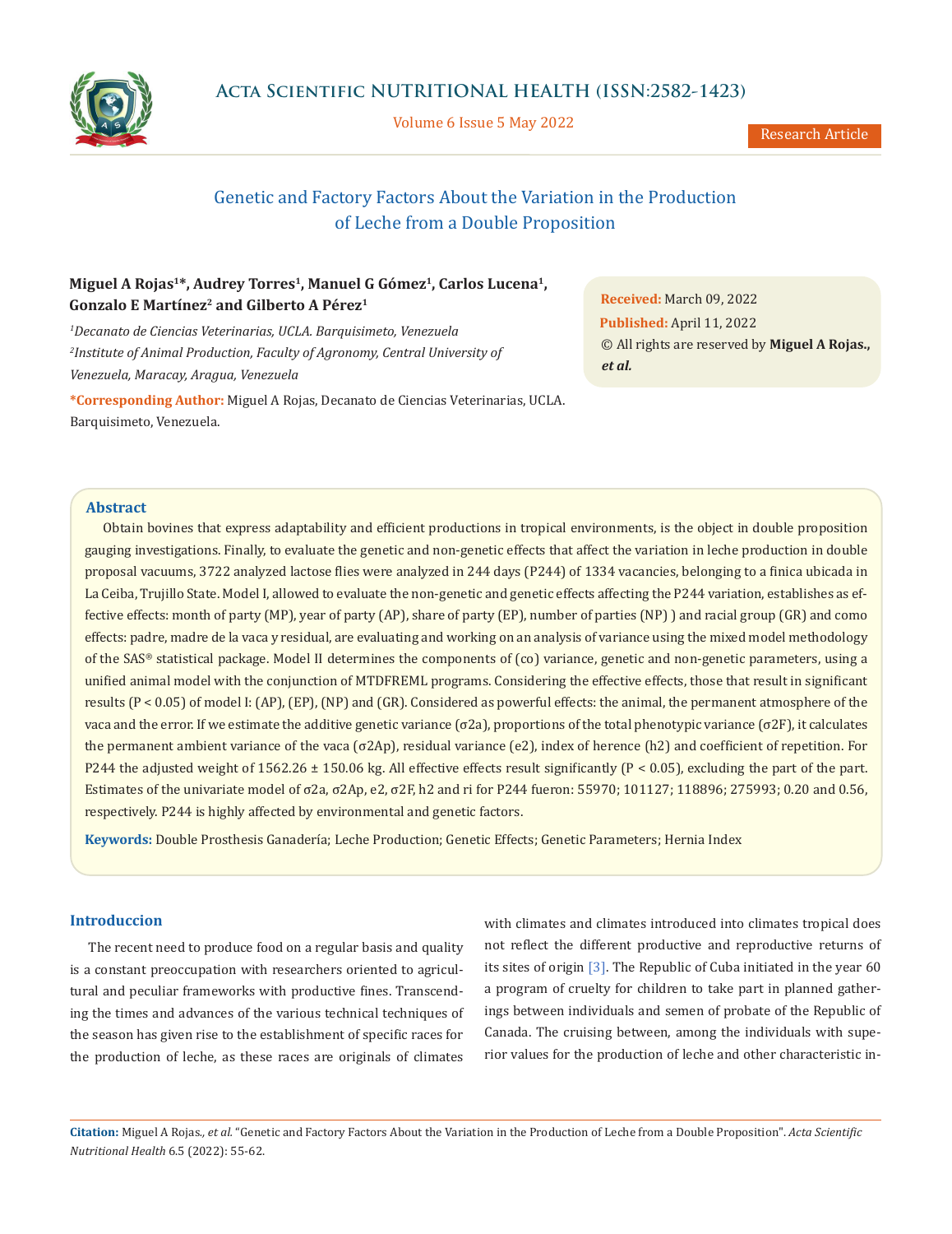# Genetic and Factory Factors About the Variation in the Production of Leche from a Double Proposition

**Miguel A Rojas[1]*, Audrey Torres[1], Manuel G Gómez[1], Carlos Lucena[1], Gonzalo E Martínez[2] and Gilberto A Pérez[1]**

*[1]Decanato de Ciencias Veterinarias, UCLA. Barquisimeto, Venezuela*

*[2]Institute of Animal Production, Faculty of Agronomy, Central University of Venezuela, Maracay, Aragua, Venezuela*

***Corresponding Author:** Miguel A Rojas, Decanato de Ciencias Veterinarias, UCLA. Barquisimeto, Venezuela.

**Received:** March 09, 2022

**Published:** April 11, 2022

© All rights are reserved by **Miguel A Rojas., *et al.***

## Abstract

Obtain bovines that express adaptability and efficient productions in tropical environments, is the object in double proposition gauging investigations. Finally, to evaluate the genetic and non-genetic effects that affect the variation in leche production in double proposal vacuums, 3722 analyzed lactose flies were analyzed in 244 days (P244) of 1334 vacancies, belonging to a finica ubicada in La Ceiba, Trujillo State. Model I, allowed to evaluate the non-genetic and genetic effects affecting the P244 variation, establishes as effective effects: month of party (MP), year of party (AP), share of party (EP), number of parties (NP) ) and racial group (GR) and como effects: padre, madre de la vaca y residual, are evaluating and working on an analysis of variance using the mixed model methodology of the SAS® statistical package. Model II determines the components of (co) variance, genetic and non-genetic parameters, using a unified animal model with the conjunction of MTDFREML programs. Considering the effective effects, those that result in significant results ($P < 0.05$) of model I: (AP), (EP), (NP) and (GR). Considered as powerful effects: the animal, the permanent atmosphere of the vaca and the error. If we estimate the additive genetic variance ($\sigma 2a$), proportions of the total phenotypic variance ($\sigma 2F$), it calculates the permanent ambient variance of the vaca ($\sigma 2Ap$), residual variance (e2), index of herence (h2) and coefficient of repetition. For P244 the adjusted weight of 1562.26 ± 150.06 kg. All effective effects result significantly ($P < 0.05$), excluding the part of the part. Estimates of the univariate model of $\sigma 2a$, $\sigma 2Ap$, e2, $\sigma 2F$, h2 and ri for P244 fueron: 55970; 101127; 118896; 275993; 0.20 and 0.56, respectively. P244 is highly affected by environmental and genetic factors.

**Keywords:** Double Prosthesis Ganadería; Leche Production; Genetic Effects; Genetic Parameters; Hernia Index

## Introduccion

The recent need to produce food on a regular basis and quality is a constant preoccupation with researchers oriented to agricultural and peculiar frameworks with productive fines. Transcending the times and advances of the various technical techniques of the season has given rise to the establishment of specific races for the production of leche, as these races are originals of climates with climates and climates introduced into climates tropical does not reflect the different productive and reproductive returns of its sites of origin [3]. The Republic of Cuba initiated in the year 60 a program of cruelty for children to take part in planned gatherings between individuals and semen of probate of the Republic of Canada. The cruising between, among the individuals with superior values for the production of leche and other characteristic in-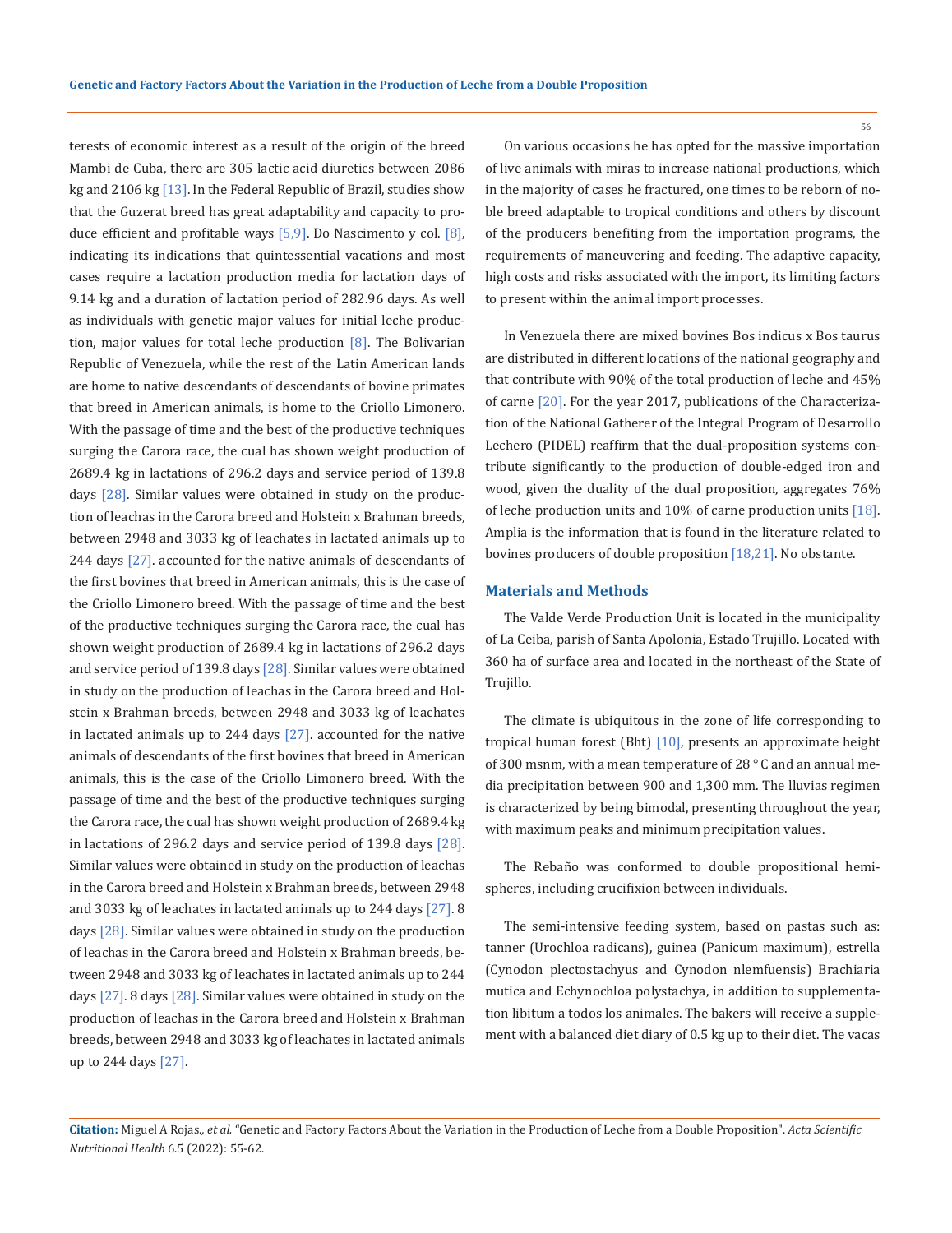terests of economic interest as a result of the origin of the breed Mambi de Cuba, there are 305 lactic acid diuretics between 2086 kg and 2106 kg [13]. In the Federal Republic of Brazil, studies show that the Guzerat breed has great adaptability and capacity to produce efficient and profitable ways [5,9]. Do Nascimento y col. [8], indicating its indications that quintessential vacations and most cases require a lactation production media for lactation days of 9.14 kg and a duration of lactation period of 282.96 days. As well as individuals with genetic major values for initial leche production, major values for total leche production [8]. The Bolivarian Republic of Venezuela, while the rest of the Latin American lands are home to native descendants of descendants of bovine primates that breed in American animals, is home to the Criollo Limonero. With the passage of time and the best of the productive techniques surging the Carora race, the cual has shown weight production of 2689.4 kg in lactations of 296.2 days and service period of 139.8 days [28]. Similar values were obtained in study on the production of leachas in the Carora breed and Holstein x Brahman breeds, between 2948 and 3033 kg of leachates in lactated animals up to 244 days [27]. accounted for the native animals of descendants of the first bovines that breed in American animals, this is the case of the Criollo Limonero breed. With the passage of time and the best of the productive techniques surging the Carora race, the cual has shown weight production of 2689.4 kg in lactations of 296.2 days and service period of 139.8 days [28]. Similar values were obtained in study on the production of leachas in the Carora breed and Holstein x Brahman breeds, between 2948 and 3033 kg of leachates in lactated animals up to 244 days [27]. accounted for the native animals of descendants of the first bovines that breed in American animals, this is the case of the Criollo Limonero breed. With the passage of time and the best of the productive techniques surging the Carora race, the cual has shown weight production of 2689.4 kg in lactations of 296.2 days and service period of 139.8 days [28]. Similar values were obtained in study on the production of leachas in the Carora breed and Holstein x Brahman breeds, between 2948 and 3033 kg of leachates in lactated animals up to 244 days [27]. 8 days [28]. Similar values were obtained in study on the production of leachas in the Carora breed and Holstein x Brahman breeds, between 2948 and 3033 kg of leachates in lactated animals up to 244 days [27]. 8 days [28]. Similar values were obtained in study on the production of leachas in the Carora breed and Holstein x Brahman breeds, between 2948 and 3033 kg of leachates in lactated animals up to 244 days [27].

On various occasions he has opted for the massive importation of live animals with miras to increase national productions, which in the majority of cases he fractured, one times to be reborn of noble breed adaptable to tropical conditions and others by discount of the producers benefiting from the importation programs, the requirements of maneuvering and feeding. The adaptive capacity, high costs and risks associated with the import, its limiting factors to present within the animal import processes.

In Venezuela there are mixed bovines Bos indicus x Bos taurus are distributed in different locations of the national geography and that contribute with 90% of the total production of leche and 45% of carne [20]. For the year 2017, publications of the Characterization of the National Gatherer of the Integral Program of Desarrollo Lechero (PIDEL) reaffirm that the dual-proposition systems contribute significantly to the production of double-edged iron and wood, given the duality of the dual proposition, aggregates 76% of leche production units and 10% of carne production units [18]. Amplia is the information that is found in the literature related to bovines producers of double proposition [18,21]. No obstante.

## Materials and Methods

The Valde Verde Production Unit is located in the municipality of La Ceiba, parish of Santa Apolonia, Estado Trujillo. Located with 360 ha of surface area and located in the northeast of the State of Trujillo.

The climate is ubiquitous in the zone of life corresponding to tropical human forest (Bht) [10], presents an approximate height of 300 msnm, with a mean temperature of 28 ° C and an annual media precipitation between 900 and 1,300 mm. The lluvias regimen is characterized by being bimodal, presenting throughout the year, with maximum peaks and minimum precipitation values.

The Rebaño was conformed to double propositional hemispheres, including crucifixion between individuals.

The semi-intensive feeding system, based on pastas such as: tanner (Urochloa radicans), guinea (Panicum maximum), estrella (Cynodon plectostachyus and Cynodon nlemfuensis) Brachiaria mutica and Echynochloa polystachya, in addition to supplementation libitum a todos los animales. The bakers will receive a supplement with a balanced diet diary of 0.5 kg up to their diet. The vacas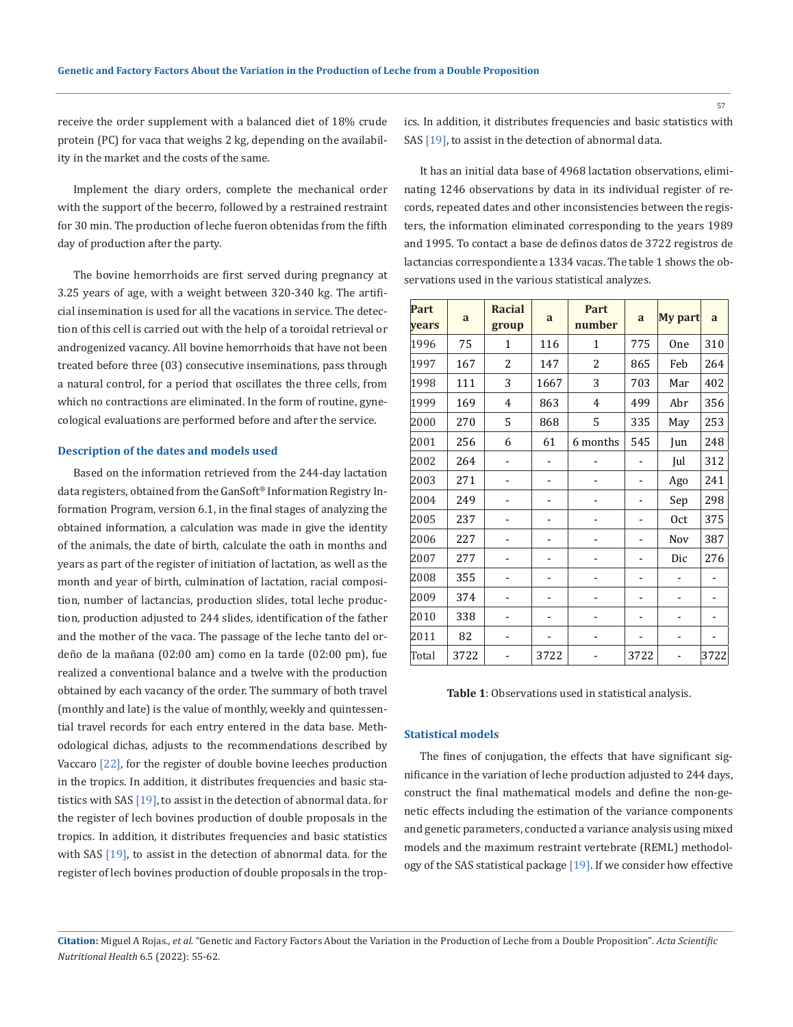receive the order supplement with a balanced diet of 18% crude protein (PC) for vaca that weighs 2 kg, depending on the availability in the market and the costs of the same.

Implement the diary orders, complete the mechanical order with the support of the becerro, followed by a restrained restraint for 30 min. The production of leche fueron obtenidas from the fifth day of production after the party.

The bovine hemorrhoids are first served during pregnancy at 3.25 years of age, with a weight between 320-340 kg. The artificial insemination is used for all the vacations in service. The detection of this cell is carried out with the help of a toroidal retrieval or androgenized vacancy. All bovine hemorrhoids that have not been treated before three (03) consecutive inseminations, pass through a natural control, for a period that oscillates the three cells, from which no contractions are eliminated. In the form of routine, gynecological evaluations are performed before and after the service.

### Description of the dates and models used

Based on the information retrieved from the 244-day lactation data registers, obtained from the GanSoft® Information Registry Information Program, version 6.1, in the final stages of analyzing the obtained information, a calculation was made in give the identity of the animals, the date of birth, calculate the oath in months and years as part of the register of initiation of lactation, as well as the month and year of birth, culmination of lactation, racial composition, number of lactancias, production slides, total leche production, production adjusted to 244 slides, identification of the father and the mother of the vaca. The passage of the leche tanto del ordeño de la mañana (02:00 am) como en la tarde (02:00 pm), fue realized a conventional balance and a twelve with the production obtained by each vacancy of the order. The summary of both travel (monthly and late) is the value of monthly, weekly and quintessential travel records for each entry entered in the data base. Methodological dichas, adjusts to the recommendations described by Vaccaro [22], for the register of double bovine leeches production in the tropics. In addition, it distributes frequencies and basic statistics with SAS [19], to assist in the detection of abnormal data. for the register of lech bovines production of double proposals in the tropics. In addition, it distributes frequencies and basic statistics with SAS [19], to assist in the detection of abnormal data. for the register of lech bovines production of double proposals in the tropics. In addition, it distributes frequencies and basic statistics with SAS [19], to assist in the detection of abnormal data.

It has an initial data base of 4968 lactation observations, eliminating 1246 observations by data in its individual register of records, repeated dates and other inconsistencies between the registers, the information eliminated corresponding to the years 1989 and 1995. To contact a base de definos datos de 3722 registros de lactancias correspondiente a 1334 vacas. The table 1 shows the observations used in the various statistical analyzes.

| Part years | a | Racial group | a | Part number | a | My part | a |
|---|---|---|---|---|---|---|---|
| 1996 | 75 | 1 | 116 | 1 | 775 | One | 310 |
| 1997 | 167 | 2 | 147 | 2 | 865 | Feb | 264 |
| 1998 | 111 | 3 | 1667 | 3 | 703 | Mar | 402 |
| 1999 | 169 | 4 | 863 | 4 | 499 | Abr | 356 |
| 2000 | 270 | 5 | 868 | 5 | 335 | May | 253 |
| 2001 | 256 | 6 | 61 | 6 months | 545 | Jun | 248 |
| 2002 | 264 | - | - | - | - | Jul | 312 |
| 2003 | 271 | - | - | - | - | Ago | 241 |
| 2004 | 249 | - | - | - | - | Sep | 298 |
| 2005 | 237 | - | - | - | - | Oct | 375 |
| 2006 | 227 | - | - | - | - | Nov | 387 |
| 2007 | 277 | - | - | - | - | Dic | 276 |
| 2008 | 355 | - | - | - | - | - | - |
| 2009 | 374 | - | - | - | - | - | - |
| 2010 | 338 | - | - | - | - | - | - |
| 2011 | 82 | - | - | - | - | - | - |
| Total | 3722 | - | 3722 | - | 3722 | - | 3722 |

**Table 1**: Observations used in statistical analysis.

### Statistical models

The fines of conjugation, the effects that have significant significance in the variation of leche production adjusted to 244 days, construct the final mathematical models and define the non-genetic effects including the estimation of the variance components and genetic parameters, conducted a variance analysis using mixed models and the maximum restraint vertebrate (REML) methodology of the SAS statistical package [19]. If we consider how effective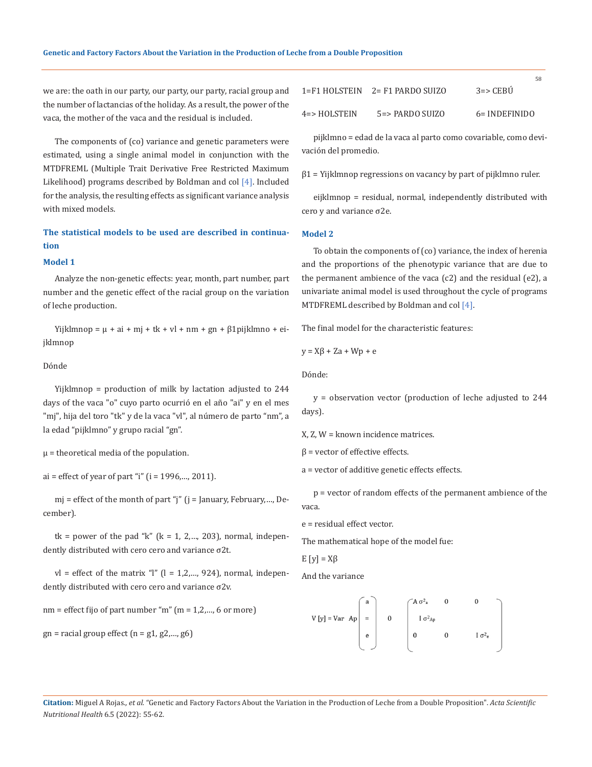we are: the oath in our party, our party, our party, racial group and the number of lactancias of the holiday. As a result, the power of the vaca, the mother of the vaca and the residual is included.

The components of (co) variance and genetic parameters were estimated, using a single animal model in conjunction with the MTDFREML (Multiple Trait Derivative Free Restricted Maximum Likelihood) programs described by Boldman and col [4]. Included for the analysis, the resulting effects as significant variance analysis with mixed models.

### The statistical models to be used are described in continuation

#### Model 1

Analyze the non-genetic effects: year, month, part number, part number and the genetic effect of the racial group on the variation of leche production.

$$Y_{ijklmnop} = \mu + a_i + m_j + t_k + v_l + n_m + g_n + \beta 1 p_{ijklmno} + e_{ijklmnop}$$

Dónde

$Y_{ijklmnop}$ = production of milk by lactation adjusted to 244 days of the vaca "o" cuyo parto ocurrió en el año "ai" y en el mes "mj", hija del toro "tk" y de la vaca "vl", al número de parto "nm", a la edad "pijklmno" y grupo racial "gn".

$\mu$ = theoretical media of the population.

$a_i$ = effect of year of part "i" (i = 1996,..., 2011).

$m_j$ = effect of the month of part "j" (j = January, February,..., December).

$t_k$ = power of the pad "k" (k = 1, 2,..., 203), normal, independently distributed with cero cero and variance $\sigma^2 t$.

$v_l$ = effect of the matrix "l" (l = 1,2,..., 924), normal, independently distributed with cero cero and variance $\sigma^2 v$.

$n_m$ = effect fijo of part number "m" (m = 1,2,..., 6 or more)

$g_n$ = racial group effect (n = g1, g2,..., g6)

1=F1 HOLSTEIN 2= F1 PARDO SUIZO 3=> CEBÚ

4=> HOLSTEIN 5=> PARDO SUIZO 6= INDEFINIDO

$p_{ijklmno}$ = edad de la vaca al parto como covariable, como devivación del promedio.

$\beta 1$ = $Y_{ijklmnop}$ regressions on vacancy by part of $p_{ijklmno}$ ruler.

$e_{ijklmnop}$ = residual, normal, independently distributed with cero y and variance $\sigma^2 e$.

#### Model 2

To obtain the components of (co) variance, the index of herenia and the proportions of the phenotypic variance that are due to the permanent ambience of the vaca (c2) and the residual (e2), a univariate animal model is used throughout the cycle of programs MTDFREML described by Boldman and col [4].

The final model for the characteristic features:

$$y = X\beta + Za + Wp + e$$

Dónde:

y = observation vector (production of leche adjusted to 244 days).

X, Z, W = known incidence matrices.

$\beta$ = vector of effective effects.

a = vector of additive genetic effects effects.

p = vector of random effects of the permanent ambience of the vaca.

e = residual effect vector.

The mathematical hope of the model fue:

$$E[y] = X\beta$$

And the variance

$$V[y] = \text{Var} \begin{pmatrix} a \\ Ap = \\ e \end{pmatrix} \quad 0 \quad \begin{pmatrix} A\sigma^2_a & 0 & 0 \\ & I\sigma^2_{Ap} & \\ 0 & 0 & I\sigma^2_e \end{pmatrix}$$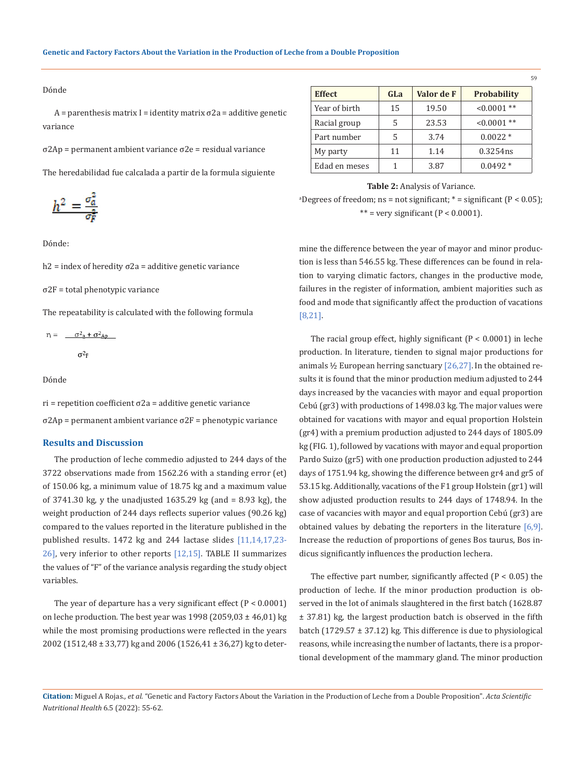Dónde

A = parenthesis matrix I = identity matrix $\sigma^2 a$ = additive genetic variance

$\sigma^2 Ap$ = permanent ambient variance $\sigma^2 e$ = residual variance

The heredabilidad fue calcalada a partir de la formula siguiente

$$h^2 = \frac{\sigma_a^2}{\sigma_F^2}$$

Dónde:

h2 = index of heredity $\sigma^2 a$ = additive genetic variance

$\sigma^2 F$ = total phenotypic variance

The repeatability is calculated with the following formula

$$r_i = \frac{\sigma^2_a + \sigma^2_{Ap}}{\sigma^2_F}$$

Dónde

ri = repetition coefficient $\sigma^2 a$ = additive genetic variance

$\sigma^2 Ap$ = permanent ambient variance $\sigma^2 F$ = phenotypic variance

## Results and Discussion

The production of leche commedio adjusted to 244 days of the 3722 observations made from 1562.26 with a standing error (et) of 150.06 kg, a minimum value of 18.75 kg and a maximum value of 3741.30 kg, y the unadjusted 1635.29 kg (and = 8.93 kg), the weight production of 244 days reflects superior values (90.26 kg) compared to the values reported in the literature published in the published results. 1472 kg and 244 lactase slides [11,14,17,23-26], very inferior to other reports [12,15]. TABLE II summarizes the values of "F" of the variance analysis regarding the study object variables.

| Effect | GLa | Valor de F | Probability |
|---|---|---|---|
| Year of birth | 15 | 19.50 | <0.0001 ** |
| Racial group | 5 | 23.53 | <0.0001 ** |
| Part number | 5 | 3.74 | 0.0022 * |
| My party | 11 | 1.14 | 0.3254ns |
| Edad en meses | 1 | 3.87 | 0.0492 * |

**Table 2:** Analysis of Variance.

[a]Degrees of freedom; ns = not significant; * = significant ($P < 0.05$); ** = very significant ($P < 0.0001$).

The year of departure has a very significant effect ($P < 0.0001$) on leche production. The best year was 1998 (2059,03 ± 46,01) kg while the most promising productions were reflected in the years 2002 (1512,48 ± 33,77) kg and 2006 (1526,41 ± 36,27) kg to determine the difference between the year of mayor and minor production is less than 546.55 kg. These differences can be found in relation to varying climatic factors, changes in the productive mode, failures in the register of information, ambient majorities such as food and mode that significantly affect the production of vacations [8,21].

The racial group effect, highly significant ($P < 0.0001$) in leche production. In literature, tienden to signal major productions for animals ½ European herring sanctuary [26,27]. In the obtained results it is found that the minor production medium adjusted to 244 days increased by the vacancies with mayor and equal proportion Cebú (gr3) with productions of 1498.03 kg. The major values were obtained for vacations with mayor and equal proportion Holstein (gr4) with a premium production adjusted to 244 days of 1805.09 kg (FIG. 1), followed by vacations with mayor and equal proportion Pardo Suizo (gr5) with one production production adjusted to 244 days of 1751.94 kg, showing the difference between gr4 and gr5 of 53.15 kg. Additionally, vacations of the F1 group Holstein (gr1) will show adjusted production results to 244 days of 1748.94. In the case of vacancies with mayor and equal proportion Cebú (gr3) are obtained values by debating the reporters in the literature [6,9]. Increase the reduction of proportions of genes Bos taurus, Bos indicus significantly influences the production lechera.

The effective part number, significantly affected ($P < 0.05$) the production of leche. If the minor production production is observed in the lot of animals slaughtered in the first batch (1628.87 ± 37.81) kg, the largest production batch is observed in the fifth batch (1729.57 ± 37.12) kg. This difference is due to physiological reasons, while increasing the number of lactants, there is a proportional development of the mammary gland. The minor production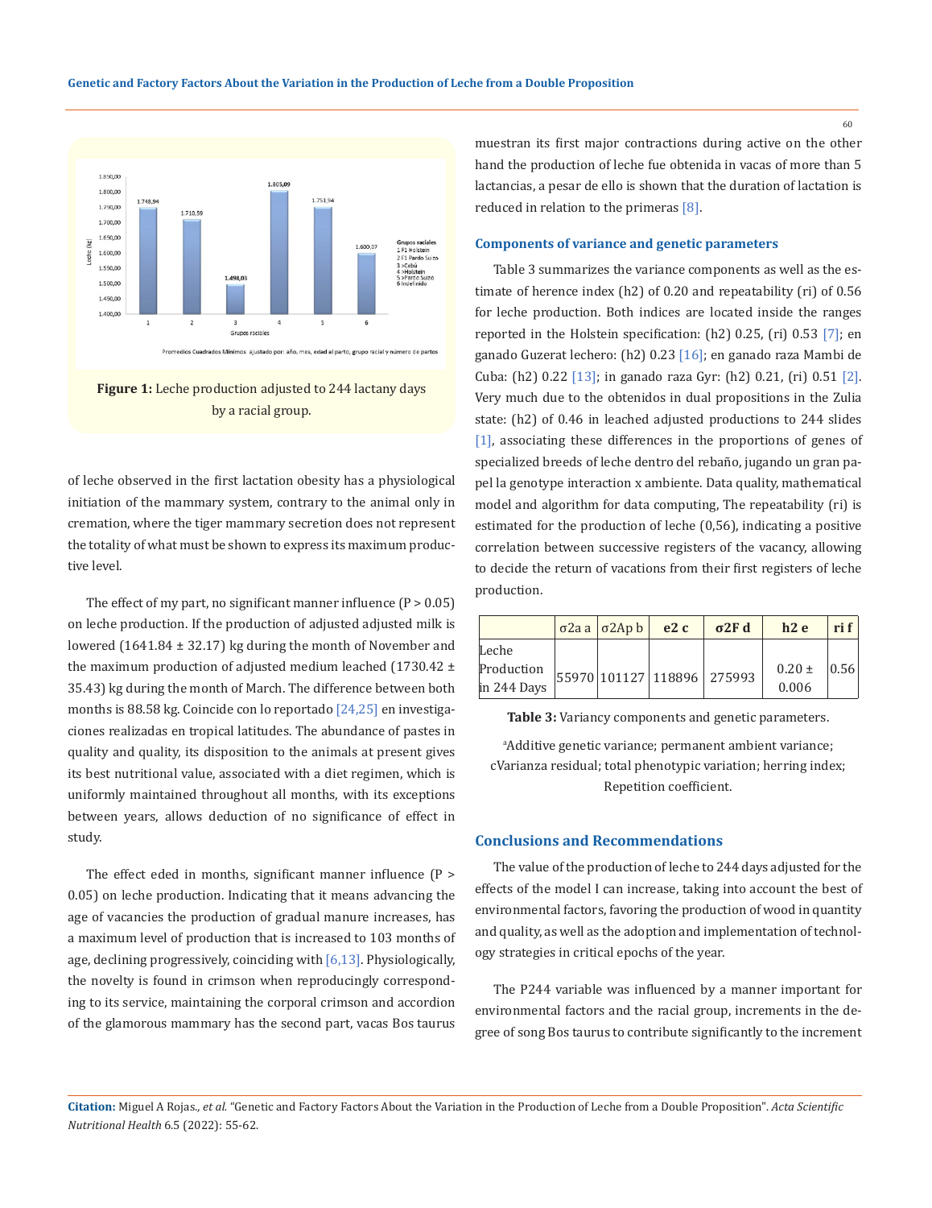**Figure 1:** Leche production adjusted to 244 lactany days by a racial group.

of leche observed in the first lactation obesity has a physiological initiation of the mammary system, contrary to the animal only in cremation, where the tiger mammary secretion does not represent the totality of what must be shown to express its maximum productive level.

The effect of my part, no significant manner influence ($P > 0.05$) on leche production. If the production of adjusted adjusted milk is lowered (1641.84 ± 32.17) kg during the month of November and the maximum production of adjusted medium leached (1730.42 ± 35.43) kg during the month of March. The difference between both months is 88.58 kg. Coincide con lo reportado [24,25] en investigaciones realizadas en tropical latitudes. The abundance of pastes in quality and quality, its disposition to the animals at present gives its best nutritional value, associated with a diet regimen, which is uniformly maintained throughout all months, with its exceptions between years, allows deduction of no significance of effect in study.

The effect eded in months, significant manner influence ($P > 0.05$) on leche production. Indicating that it means advancing the age of vacancies the production of gradual manure increases, has a maximum level of production that is increased to 103 months of age, declining progressively, coinciding with [6,13]. Physiologically, the novelty is found in crimson when reproducingly corresponding to its service, maintaining the corporal crimson and accordion of the glamorous mammary has the second part, vacas Bos taurus muestran its first major contractions during active on the other hand the production of leche fue obtenida in vacas of more than 5 lactancias, a pesar de ello is shown that the duration of lactation is reduced in relation to the primeras [8].

### Components of variance and genetic parameters

Table 3 summarizes the variance components as well as the estimate of herence index (h2) of 0.20 and repeatability (ri) of 0.56 for leche production. Both indices are located inside the ranges reported in the Holstein specification: (h2) 0.25, (ri) 0.53 [7]; en ganado Guzerat lechero: (h2) 0.23 [16]; en ganado raza Mambi de Cuba: (h2) 0.22 [13]; in ganado raza Gyr: (h2) 0.21, (ri) 0.51 [2]. Very much due to the obtenidos in dual propositions in the Zulia state: (h2) of 0.46 in leached adjusted productions to 244 slides [1], associating these differences in the proportions of genes of specialized breeds of leche dentro del rebaño, jugando un gran papel la genotype interaction x ambiente. Data quality, mathematical model and algorithm for data computing, The repeatability (ri) is estimated for the production of leche (0,56), indicating a positive correlation between successive registers of the vacancy, allowing to decide the return of vacations from their first registers of leche production.

| | σ2a a | σ2Ap b | e2 c | σ2F d | h2 e | ri f |
|---|---|---|---|---|---|---|
| Leche Production in 244 Days | 55970 | 101127 | 118896 | 275993 | 0.20 ± 0.006 | 0.56 |

**Table 3:** Variancy components and genetic parameters.

[a]Additive genetic variance; permanent ambient variance; cVarianza residual; total phenotypic variation; herring index; Repetition coefficient.

## Conclusions and Recommendations

The value of the production of leche to 244 days adjusted for the effects of the model I can increase, taking into account the best of environmental factors, favoring the production of wood in quantity and quality, as well as the adoption and implementation of technology strategies in critical epochs of the year.

The P244 variable was influenced by a manner important for environmental factors and the racial group, increments in the degree of song Bos taurus to contribute significantly to the increment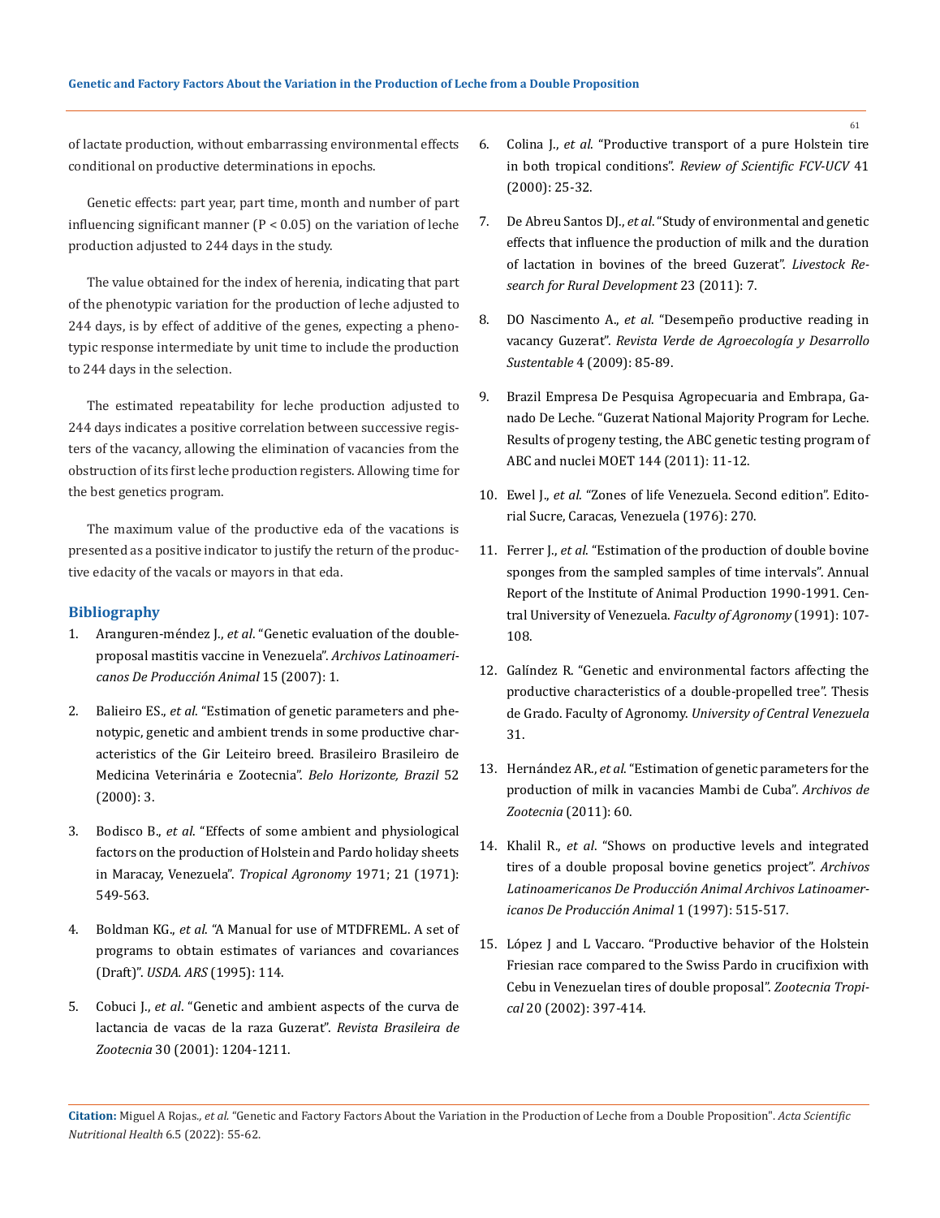of lactate production, without embarrassing environmental effects conditional on productive determinations in epochs.

Genetic effects: part year, part time, month and number of part influencing significant manner ($P < 0.05$) on the variation of leche production adjusted to 244 days in the study.

The value obtained for the index of herenia, indicating that part of the phenotypic variation for the production of leche adjusted to 244 days, is by effect of additive of the genes, expecting a phenotypic response intermediate by unit time to include the production to 244 days in the selection.

The estimated repeatability for leche production adjusted to 244 days indicates a positive correlation between successive registers of the vacancy, allowing the elimination of vacancies from the obstruction of its first leche production registers. Allowing time for the best genetics program.

The maximum value of the productive eda of the vacations is presented as a positive indicator to justify the return of the productive edacity of the vacals or mayors in that eda.

## Bibliography

1. Aranguren-méndez J., *et al*. "Genetic evaluation of the double-proposal mastitis vaccine in Venezuela". *Archivos Latinoamericanos De Producción Animal* 15 (2007): 1.
2. Balieiro ES., *et al*. "Estimation of genetic parameters and phenotypic, genetic and ambient trends in some productive characteristics of the Gir Leiteiro breed. Brasileiro Brasileiro de Medicina Veterinária e Zootecnia". *Belo Horizonte, Brazil* 52 (2000): 3.
3. Bodisco B., *et al*. "Effects of some ambient and physiological factors on the production of Holstein and Pardo holiday sheets in Maracay, Venezuela". *Tropical Agronomy* 1971; 21 (1971): 549-563.
4. Boldman KG., *et al*. "A Manual for use of MTDFREML. A set of programs to obtain estimates of variances and covariances (Draft)". *USDA. ARS* (1995): 114.
5. Cobuci J., *et al*. "Genetic and ambient aspects of the curva de lactancia de vacas de la raza Guzerat". *Revista Brasileira de Zootecnia* 30 (2001): 1204-1211.
6. Colina J., *et al*. "Productive transport of a pure Holstein tire in both tropical conditions". *Review of Scientific FCV-UCV* 41 (2000): 25-32.
7. De Abreu Santos DJ., *et al*. "Study of environmental and genetic effects that influence the production of milk and the duration of lactation in bovines of the breed Guzerat". *Livestock Research for Rural Development* 23 (2011): 7.
8. DO Nascimento A., *et al*. "Desempeño productive reading in vacancy Guzerat". *Revista Verde de Agroecología y Desarrollo Sustentable* 4 (2009): 85-89.
9. Brazil Empresa De Pesquisa Agropecuaria and Embrapa, Ganado De Leche. "Guzerat National Majority Program for Leche. Results of progeny testing, the ABC genetic testing program of ABC and nuclei MOET 144 (2011): 11-12.
10. Ewel J., *et al*. "Zones of life Venezuela. Second edition". Editorial Sucre, Caracas, Venezuela (1976): 270.
11. Ferrer J., *et al*. "Estimation of the production of double bovine sponges from the sampled samples of time intervals". Annual Report of the Institute of Animal Production 1990-1991. Central University of Venezuela. *Faculty of Agronomy* (1991): 107-108.
12. Galíndez R. "Genetic and environmental factors affecting the productive characteristics of a double-propelled tree". Thesis de Grado. Faculty of Agronomy. *University of Central Venezuela* 31.
13. Hernández AR., *et al*. "Estimation of genetic parameters for the production of milk in vacancies Mambi de Cuba". *Archivos de Zootecnia* (2011): 60.
14. Khalil R., *et al*. "Shows on productive levels and integrated tires of a double proposal bovine genetics project". *Archivos Latinoamericanos De Producción Animal Archivos Latinoamericanos De Producción Animal* 1 (1997): 515-517.
15. López J and L Vaccaro. "Productive behavior of the Holstein Friesian race compared to the Swiss Pardo in crucifixion with Cebu in Venezuelan tires of double proposal". *Zootecnia Tropical* 20 (2002): 397-414.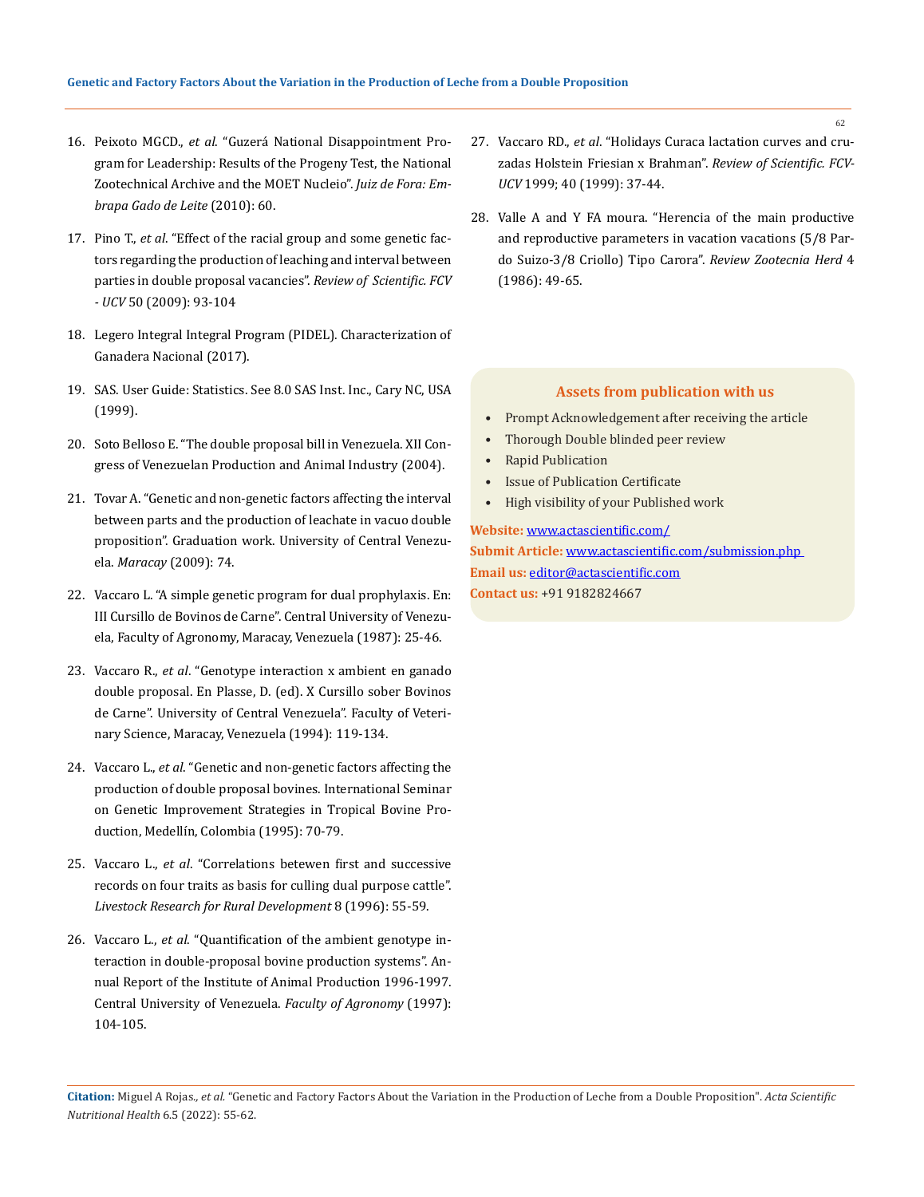16. Peixoto MGCD., *et al*. "Guzerá National Disappointment Program for Leadership: Results of the Progeny Test, the National Zootechnical Archive and the MOET Nucleio". *Juiz de Fora: Embrapa Gado de Leite* (2010): 60.

17. Pino T., *et al*. "Effect of the racial group and some genetic factors regarding the production of leaching and interval between parties in double proposal vacancies". *Review of Scientific. FCV - UCV* 50 (2009): 93-104

18. Legero Integral Integral Program (PIDEL). Characterization of Ganadera Nacional (2017).

19. SAS. User Guide: Statistics. See 8.0 SAS Inst. Inc., Cary NC, USA (1999).

20. Soto Belloso E. "The double proposal bill in Venezuela. XII Congress of Venezuelan Production and Animal Industry (2004).

21. Tovar A. "Genetic and non-genetic factors affecting the interval between parts and the production of leachate in vacuo double proposition". Graduation work. University of Central Venezuela. *Maracay* (2009): 74.

22. Vaccaro L. "A simple genetic program for dual prophylaxis. En: III Cursillo de Bovinos de Carne". Central University of Venezuela, Faculty of Agronomy, Maracay, Venezuela (1987): 25-46.

23. Vaccaro R., *et al*. "Genotype interaction x ambient en ganado double proposal. En Plasse, D. (ed). X Cursillo sober Bovinos de Carne". University of Central Venezuela". Faculty of Veterinary Science, Maracay, Venezuela (1994): 119-134.

24. Vaccaro L., *et al*. "Genetic and non-genetic factors affecting the production of double proposal bovines. International Seminar on Genetic Improvement Strategies in Tropical Bovine Production, Medellín, Colombia (1995): 70-79.

25. Vaccaro L., *et al*. "Correlations betewen first and successive records on four traits as basis for culling dual purpose cattle". *Livestock Research for Rural Development* 8 (1996): 55-59.

26. Vaccaro L., *et al*. "Quantification of the ambient genotype interaction in double-proposal bovine production systems". Annual Report of the Institute of Animal Production 1996-1997. Central University of Venezuela. *Faculty of Agronomy* (1997): 104-105.

27. Vaccaro RD., *et al*. "Holidays Curaca lactation curves and cruzadas Holstein Friesian x Brahman". *Review of Scientific. FCV-UCV* 1999; 40 (1999): 37-44.

28. Valle A and Y FA moura. "Herencia of the main productive and reproductive parameters in vacation vacations (5/8 Pardo Suizo-3/8 Criollo) Tipo Carora". *Review Zootecnia Herd* 4 (1986): 49-65.

**Assets from publication with us**

- Prompt Acknowledgement after receiving the article
- Thorough Double blinded peer review
- Rapid Publication
- Issue of Publication Certificate
- High visibility of your Published work

**Website:** www.actascientific.com/
**Submit Article:** www.actascientific.com/submission.php
**Email us:** editor@actascientific.com
**Contact us:** +91 9182824667